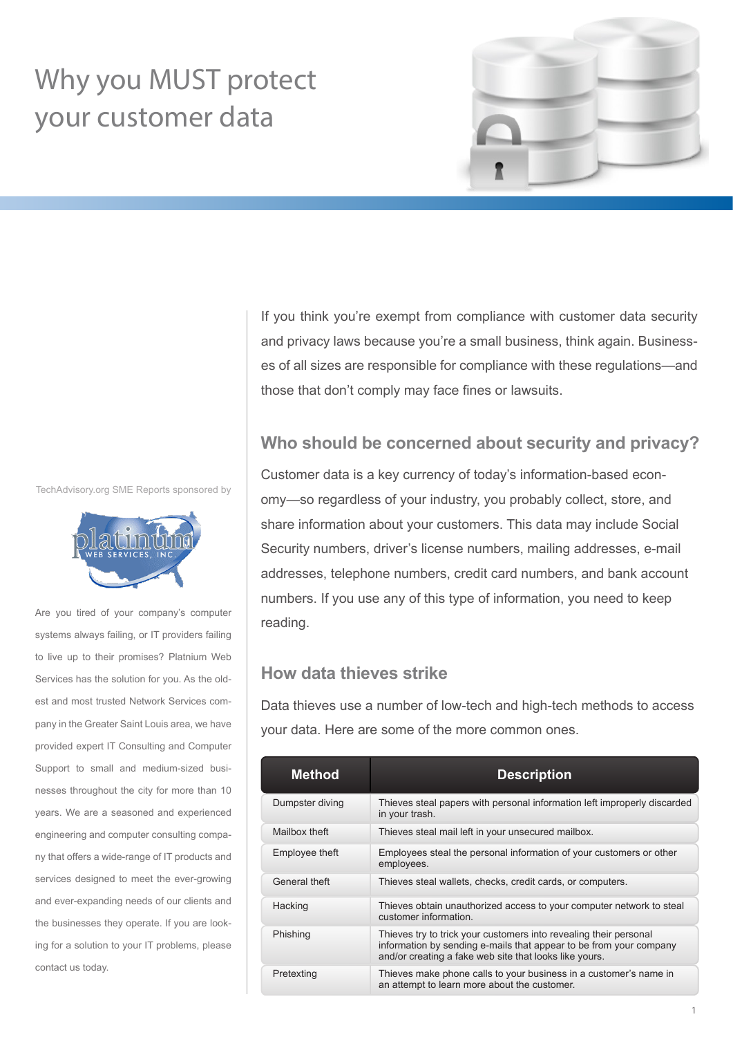# Why you MUST protect your customer data

If you think you're exempt from compliance with customer data security and privacy laws because you're a small business, think again. Businesses of all sizes are responsible for compliance with these regulations—and those that don't comply may face fines or lawsuits.

## Who should be concerned about security and privacy?

Customer data is a key currency of today's information-based economy—so regardless of your industry, you probably collect, store, and share information about your customers. This data may include Social Security numbers, driver's license numbers, mailing addresses, e-mail addresses, telephone numbers, credit card numbers, and bank account numbers. If you use any of this type of information, you need to keep reading.

## How data thieves strike

Data thieves use a number of low-tech and high-tech methods to access your data. Here are some of the more common ones.

| Method | Description |
|---|---|
| Dumpster diving | Thieves steal papers with personal information left improperly discarded in your trash. |
| Mailbox theft | Thieves steal mail left in your unsecured mailbox. |
| Employee theft | Employees steal the personal information of your customers or other employees. |
| General theft | Thieves steal wallets, checks, credit cards, or computers. |
| Hacking | Thieves obtain unauthorized access to your computer network to steal customer information. |
| Phishing | Thieves try to trick your customers into revealing their personal information by sending e-mails that appear to be from your company and/or creating a fake web site that looks like yours. |
| Pretexting | Thieves make phone calls to your business in a customer's name in an attempt to learn more about the customer. |

TechAdvisory.org SME Reports sponsored by

platinum WEB SERVICES, INC.

Are you tired of your company's computer systems always failing, or IT providers failing to live up to their promises? Platnium Web Services has the solution for you. As the oldest and most trusted Network Services company in the Greater Saint Louis area, we have provided expert IT Consulting and Computer Support to small and medium-sized businesses throughout the city for more than 10 years. We are a seasoned and experienced engineering and computer consulting company that offers a wide-range of IT products and services designed to meet the ever-growing and ever-expanding needs of our clients and the businesses they operate. If you are looking for a solution to your IT problems, please contact us today.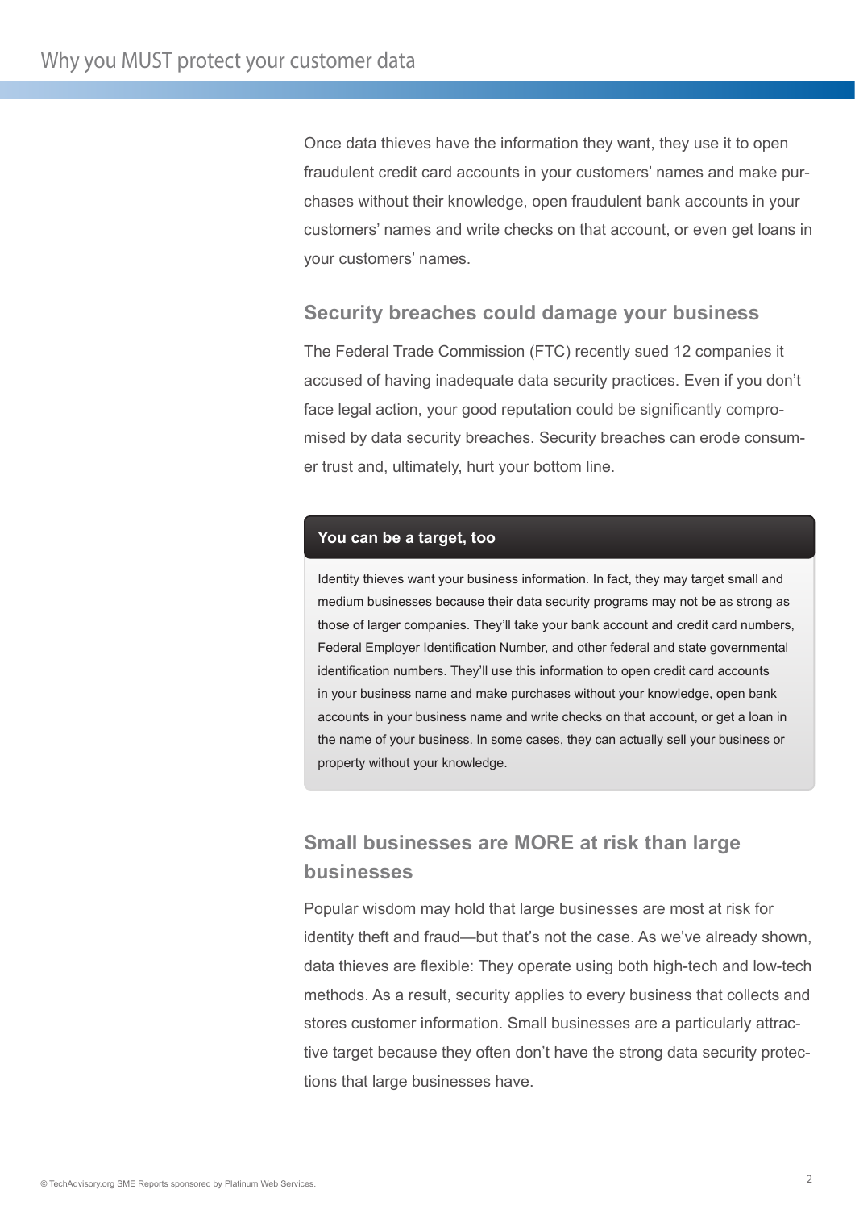Once data thieves have the information they want, they use it to open fraudulent credit card accounts in your customers' names and make purchases without their knowledge, open fraudulent bank accounts in your customers' names and write checks on that account, or even get loans in your customers' names.

## Security breaches could damage your business

The Federal Trade Commission (FTC) recently sued 12 companies it accused of having inadequate data security practices. Even if you don't face legal action, your good reputation could be significantly compromised by data security breaches. Security breaches can erode consumer trust and, ultimately, hurt your bottom line.

### You can be a target, too

Identity thieves want your business information. In fact, they may target small and medium businesses because their data security programs may not be as strong as those of larger companies. They'll take your bank account and credit card numbers, Federal Employer Identification Number, and other federal and state governmental identification numbers. They'll use this information to open credit card accounts in your business name and make purchases without your knowledge, open bank accounts in your business name and write checks on that account, or get a loan in the name of your business. In some cases, they can actually sell your business or property without your knowledge.

## Small businesses are MORE at risk than large businesses

Popular wisdom may hold that large businesses are most at risk for identity theft and fraud—but that's not the case. As we've already shown, data thieves are flexible: They operate using both high-tech and low-tech methods. As a result, security applies to every business that collects and stores customer information. Small businesses are a particularly attractive target because they often don't have the strong data security protections that large businesses have.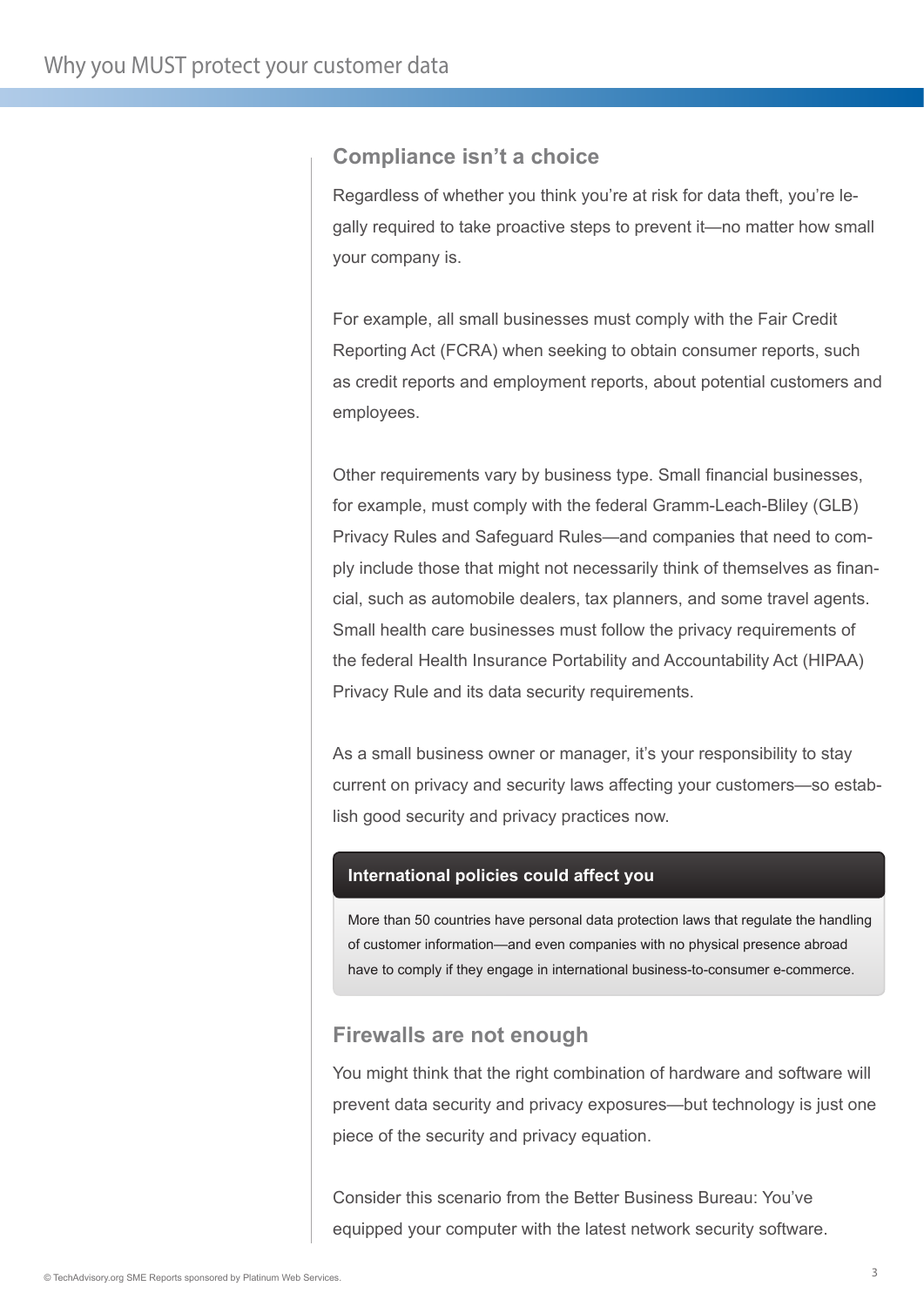## Compliance isn't a choice

Regardless of whether you think you're at risk for data theft, you're legally required to take proactive steps to prevent it—no matter how small your company is.

For example, all small businesses must comply with the Fair Credit Reporting Act (FCRA) when seeking to obtain consumer reports, such as credit reports and employment reports, about potential customers and employees.

Other requirements vary by business type. Small financial businesses, for example, must comply with the federal Gramm-Leach-Bliley (GLB) Privacy Rules and Safeguard Rules—and companies that need to comply include those that might not necessarily think of themselves as financial, such as automobile dealers, tax planners, and some travel agents. Small health care businesses must follow the privacy requirements of the federal Health Insurance Portability and Accountability Act (HIPAA) Privacy Rule and its data security requirements.

As a small business owner or manager, it's your responsibility to stay current on privacy and security laws affecting your customers—so establish good security and privacy practices now.

> **International policies could affect you**
>
> More than 50 countries have personal data protection laws that regulate the handling of customer information—and even companies with no physical presence abroad have to comply if they engage in international business-to-consumer e-commerce.

## Firewalls are not enough

You might think that the right combination of hardware and software will prevent data security and privacy exposures—but technology is just one piece of the security and privacy equation.

Consider this scenario from the Better Business Bureau: You've equipped your computer with the latest network security software.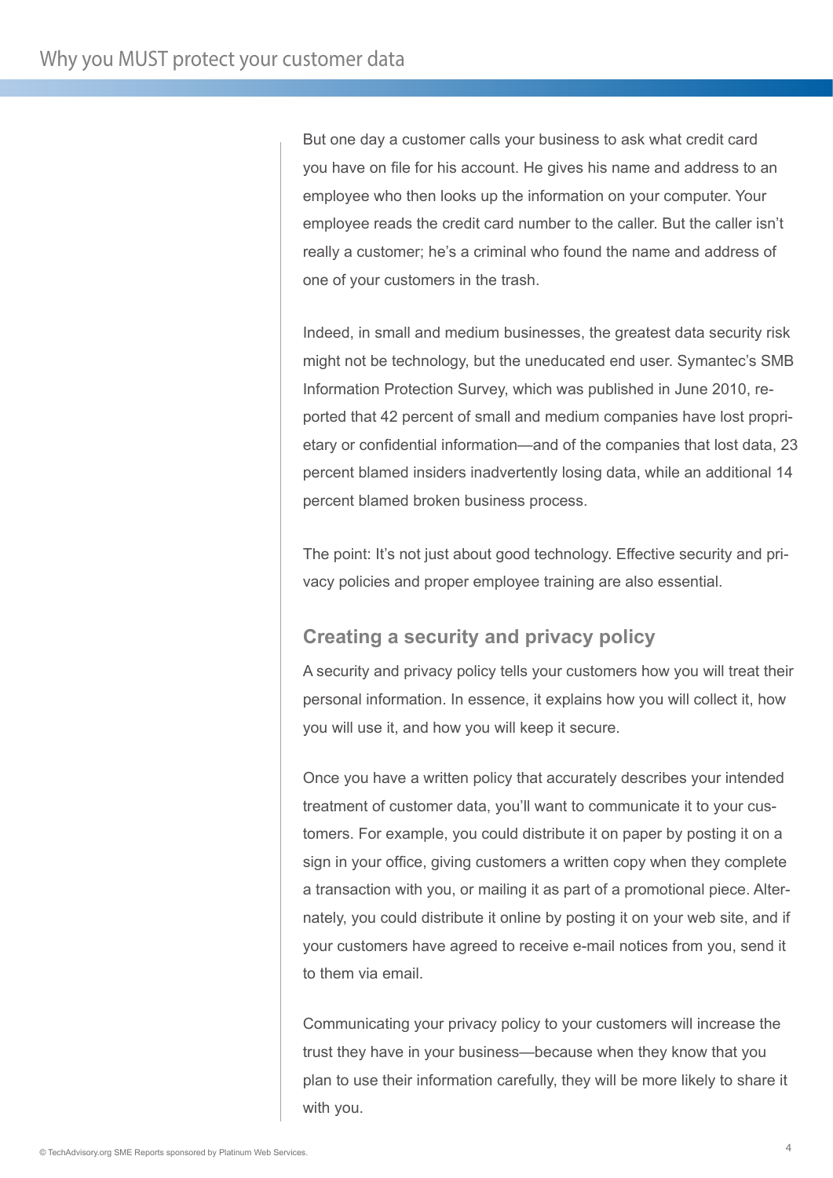But one day a customer calls your business to ask what credit card you have on file for his account. He gives his name and address to an employee who then looks up the information on your computer. Your employee reads the credit card number to the caller. But the caller isn't really a customer; he's a criminal who found the name and address of one of your customers in the trash.

Indeed, in small and medium businesses, the greatest data security risk might not be technology, but the uneducated end user. Symantec's SMB Information Protection Survey, which was published in June 2010, reported that 42 percent of small and medium companies have lost proprietary or confidential information—and of the companies that lost data, 23 percent blamed insiders inadvertently losing data, while an additional 14 percent blamed broken business process.

The point: It's not just about good technology. Effective security and privacy policies and proper employee training are also essential.

## Creating a security and privacy policy

A security and privacy policy tells your customers how you will treat their personal information. In essence, it explains how you will collect it, how you will use it, and how you will keep it secure.

Once you have a written policy that accurately describes your intended treatment of customer data, you'll want to communicate it to your customers. For example, you could distribute it on paper by posting it on a sign in your office, giving customers a written copy when they complete a transaction with you, or mailing it as part of a promotional piece. Alternately, you could distribute it online by posting it on your web site, and if your customers have agreed to receive e-mail notices from you, send it to them via email.

Communicating your privacy policy to your customers will increase the trust they have in your business—because when they know that you plan to use their information carefully, they will be more likely to share it with you.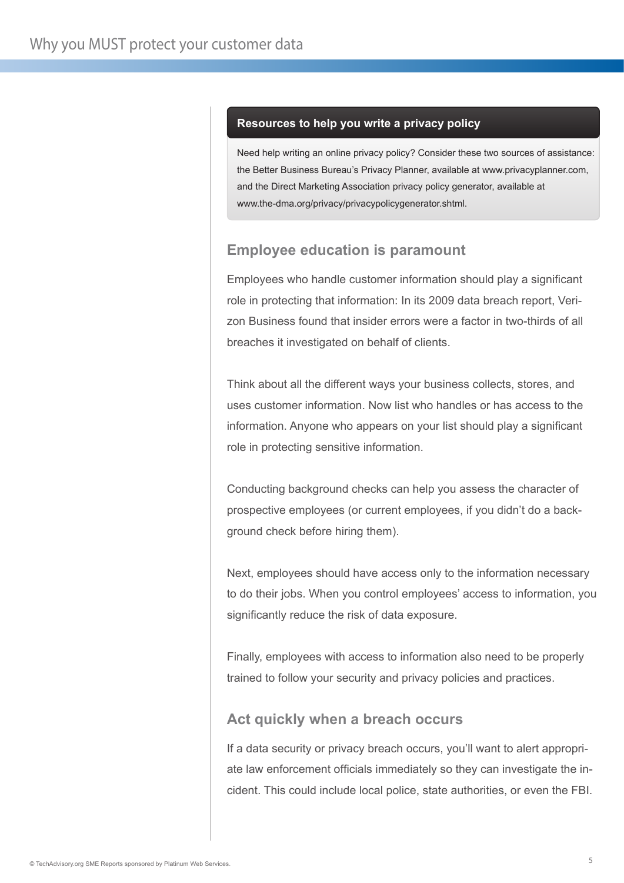### Resources to help you write a privacy policy

Need help writing an online privacy policy? Consider these two sources of assistance: the Better Business Bureau's Privacy Planner, available at www.privacyplanner.com, and the Direct Marketing Association privacy policy generator, available at www.the-dma.org/privacy/privacypolicygenerator.shtml.

## Employee education is paramount

Employees who handle customer information should play a significant role in protecting that information: In its 2009 data breach report, Verizon Business found that insider errors were a factor in two-thirds of all breaches it investigated on behalf of clients.

Think about all the different ways your business collects, stores, and uses customer information. Now list who handles or has access to the information. Anyone who appears on your list should play a significant role in protecting sensitive information.

Conducting background checks can help you assess the character of prospective employees (or current employees, if you didn't do a background check before hiring them).

Next, employees should have access only to the information necessary to do their jobs. When you control employees' access to information, you significantly reduce the risk of data exposure.

Finally, employees with access to information also need to be properly trained to follow your security and privacy policies and practices.

## Act quickly when a breach occurs

If a data security or privacy breach occurs, you'll want to alert appropriate law enforcement officials immediately so they can investigate the incident. This could include local police, state authorities, or even the FBI.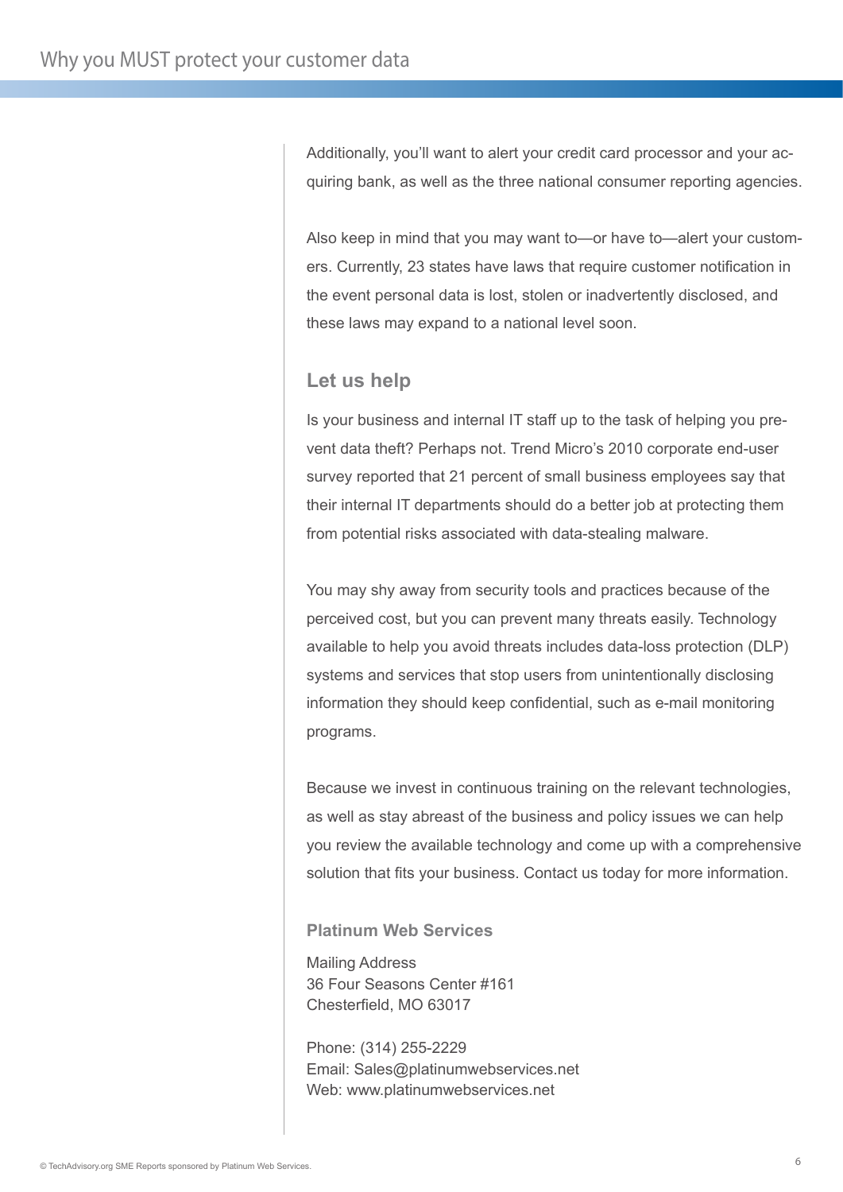Additionally, you'll want to alert your credit card processor and your acquiring bank, as well as the three national consumer reporting agencies.

Also keep in mind that you may want to—or have to—alert your customers. Currently, 23 states have laws that require customer notification in the event personal data is lost, stolen or inadvertently disclosed, and these laws may expand to a national level soon.

## Let us help

Is your business and internal IT staff up to the task of helping you prevent data theft? Perhaps not. Trend Micro's 2010 corporate end-user survey reported that 21 percent of small business employees say that their internal IT departments should do a better job at protecting them from potential risks associated with data-stealing malware.

You may shy away from security tools and practices because of the perceived cost, but you can prevent many threats easily. Technology available to help you avoid threats includes data-loss protection (DLP) systems and services that stop users from unintentionally disclosing information they should keep confidential, such as e-mail monitoring programs.

Because we invest in continuous training on the relevant technologies, as well as stay abreast of the business and policy issues we can help you review the available technology and come up with a comprehensive solution that fits your business. Contact us today for more information.

### Platinum Web Services

Mailing Address
36 Four Seasons Center #161
Chesterfield, MO 63017

Phone: (314) 255-2229
Email: Sales@platinumwebservices.net
Web: www.platinumwebservices.net

© TechAdvisory.org SME Reports sponsored by Platinum Web Services.